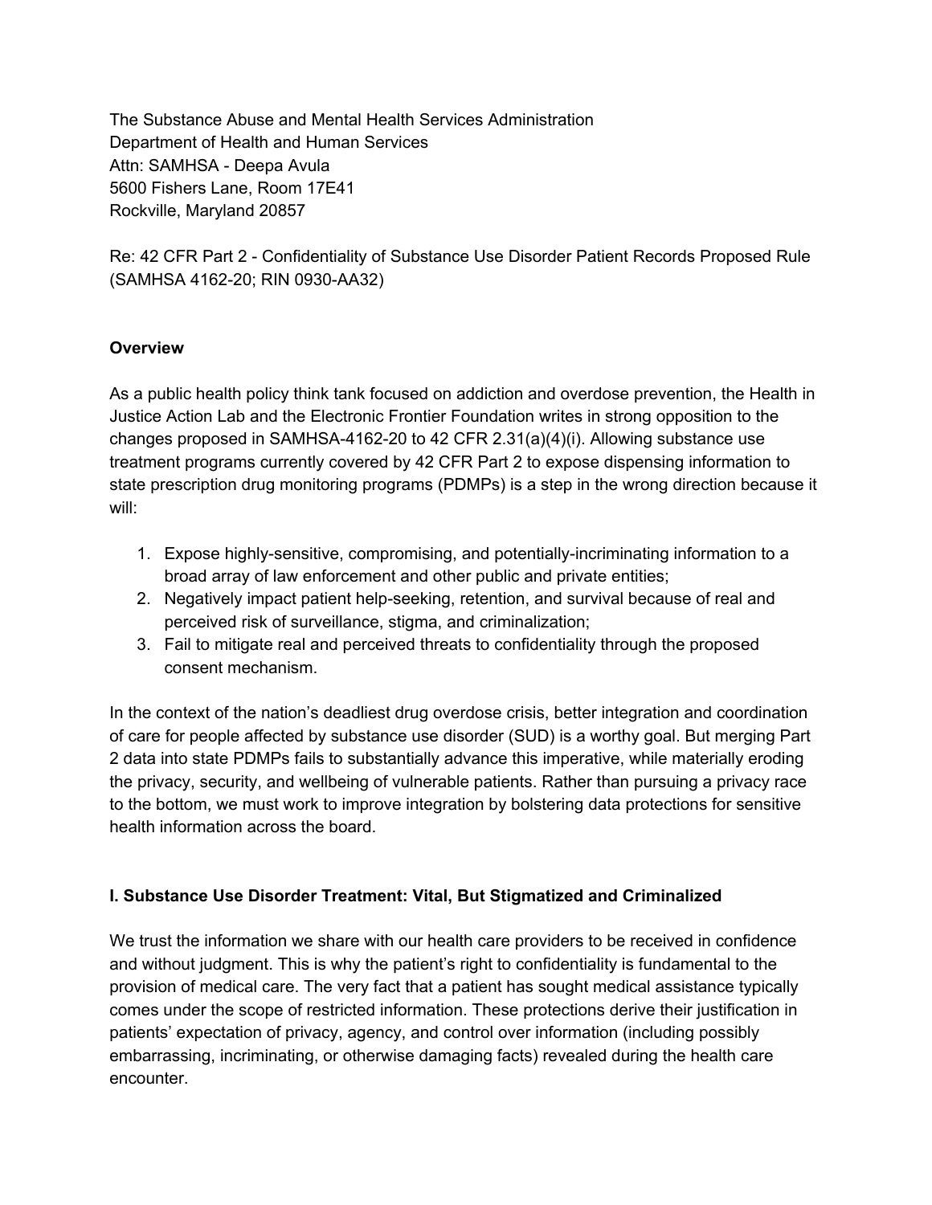The Substance Abuse and Mental Health Services Administration
Department of Health and Human Services
Attn: SAMHSA - Deepa Avula
5600 Fishers Lane, Room 17E41
Rockville, Maryland 20857

Re: 42 CFR Part 2 - Confidentiality of Substance Use Disorder Patient Records Proposed Rule (SAMHSA 4162-20; RIN 0930-AA32)

**Overview**

As a public health policy think tank focused on addiction and overdose prevention, the Health in Justice Action Lab and the Electronic Frontier Foundation writes in strong opposition to the changes proposed in SAMHSA-4162-20 to 42 CFR 2.31(a)(4)(i). Allowing substance use treatment programs currently covered by 42 CFR Part 2 to expose dispensing information to state prescription drug monitoring programs (PDMPs) is a step in the wrong direction because it will:

1. Expose highly-sensitive, compromising, and potentially-incriminating information to a broad array of law enforcement and other public and private entities;
2. Negatively impact patient help-seeking, retention, and survival because of real and perceived risk of surveillance, stigma, and criminalization;
3. Fail to mitigate real and perceived threats to confidentiality through the proposed consent mechanism.

In the context of the nation's deadliest drug overdose crisis, better integration and coordination of care for people affected by substance use disorder (SUD) is a worthy goal. But merging Part 2 data into state PDMPs fails to substantially advance this imperative, while materially eroding the privacy, security, and wellbeing of vulnerable patients. Rather than pursuing a privacy race to the bottom, we must work to improve integration by bolstering data protections for sensitive health information across the board.

**I. Substance Use Disorder Treatment: Vital, But Stigmatized and Criminalized**

We trust the information we share with our health care providers to be received in confidence and without judgment. This is why the patient's right to confidentiality is fundamental to the provision of medical care. The very fact that a patient has sought medical assistance typically comes under the scope of restricted information. These protections derive their justification in patients' expectation of privacy, agency, and control over information (including possibly embarrassing, incriminating, or otherwise damaging facts) revealed during the health care encounter.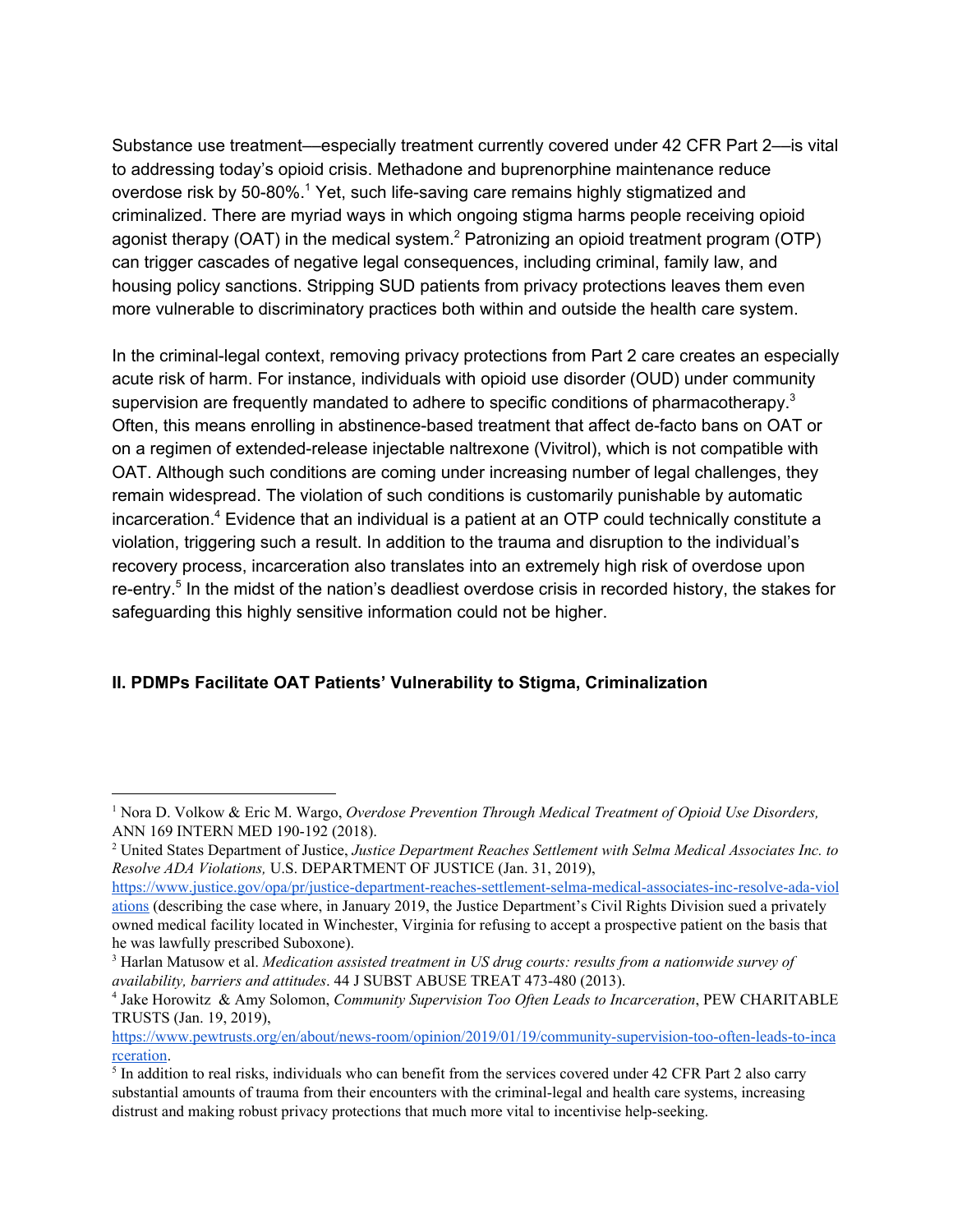Substance use treatment—especially treatment currently covered under 42 CFR Part 2—is vital to addressing today's opioid crisis. Methadone and buprenorphine maintenance reduce overdose risk by 50-80%.[1] Yet, such life-saving care remains highly stigmatized and criminalized. There are myriad ways in which ongoing stigma harms people receiving opioid agonist therapy (OAT) in the medical system.[2] Patronizing an opioid treatment program (OTP) can trigger cascades of negative legal consequences, including criminal, family law, and housing policy sanctions. Stripping SUD patients from privacy protections leaves them even more vulnerable to discriminatory practices both within and outside the health care system.

In the criminal-legal context, removing privacy protections from Part 2 care creates an especially acute risk of harm. For instance, individuals with opioid use disorder (OUD) under community supervision are frequently mandated to adhere to specific conditions of pharmacotherapy.[3] Often, this means enrolling in abstinence-based treatment that affect de-facto bans on OAT or on a regimen of extended-release injectable naltrexone (Vivitrol), which is not compatible with OAT. Although such conditions are coming under increasing number of legal challenges, they remain widespread. The violation of such conditions is customarily punishable by automatic incarceration.[4] Evidence that an individual is a patient at an OTP could technically constitute a violation, triggering such a result. In addition to the trauma and disruption to the individual's recovery process, incarceration also translates into an extremely high risk of overdose upon re-entry.[5] In the midst of the nation's deadliest overdose crisis in recorded history, the stakes for safeguarding this highly sensitive information could not be higher.

## II. PDMPs Facilitate OAT Patients' Vulnerability to Stigma, Criminalization

---

[1] Nora D. Volkow & Eric M. Wargo, *Overdose Prevention Through Medical Treatment of Opioid Use Disorders,* ANN 169 INTERN MED 190-192 (2018).

[2] United States Department of Justice, *Justice Department Reaches Settlement with Selma Medical Associates Inc. to Resolve ADA Violations,* U.S. DEPARTMENT OF JUSTICE (Jan. 31, 2019), https://www.justice.gov/opa/pr/justice-department-reaches-settlement-selma-medical-associates-inc-resolve-ada-violations (describing the case where, in January 2019, the Justice Department's Civil Rights Division sued a privately owned medical facility located in Winchester, Virginia for refusing to accept a prospective patient on the basis that he was lawfully prescribed Suboxone).

[3] Harlan Matusow et al. *Medication assisted treatment in US drug courts: results from a nationwide survey of availability, barriers and attitudes*. 44 J SUBST ABUSE TREAT 473-480 (2013).

[4] Jake Horowitz & Amy Solomon, *Community Supervision Too Often Leads to Incarceration*, PEW CHARITABLE TRUSTS (Jan. 19, 2019), https://www.pewtrusts.org/en/about/news-room/opinion/2019/01/19/community-supervision-too-often-leads-to-incarceration.

[5] In addition to real risks, individuals who can benefit from the services covered under 42 CFR Part 2 also carry substantial amounts of trauma from their encounters with the criminal-legal and health care systems, increasing distrust and making robust privacy protections that much more vital to incentivise help-seeking.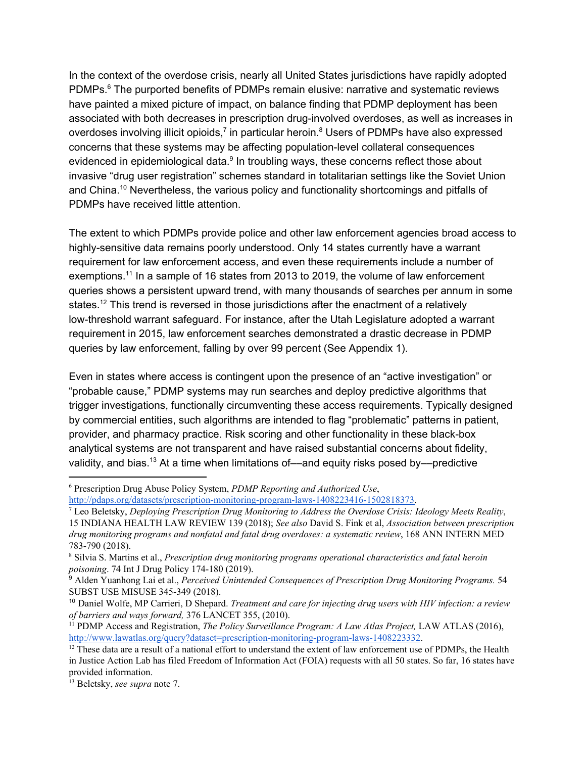In the context of the overdose crisis, nearly all United States jurisdictions have rapidly adopted PDMPs.[6] The purported benefits of PDMPs remain elusive: narrative and systematic reviews have painted a mixed picture of impact, on balance finding that PDMP deployment has been associated with both decreases in prescription drug-involved overdoses, as well as increases in overdoses involving illicit opioids,[7] in particular heroin.[8] Users of PDMPs have also expressed concerns that these systems may be affecting population-level collateral consequences evidenced in epidemiological data.[9] In troubling ways, these concerns reflect those about invasive "drug user registration" schemes standard in totalitarian settings like the Soviet Union and China.[10] Nevertheless, the various policy and functionality shortcomings and pitfalls of PDMPs have received little attention.

The extent to which PDMPs provide police and other law enforcement agencies broad access to highly-sensitive data remains poorly understood. Only 14 states currently have a warrant requirement for law enforcement access, and even these requirements include a number of exemptions.[11] In a sample of 16 states from 2013 to 2019, the volume of law enforcement queries shows a persistent upward trend, with many thousands of searches per annum in some states.[12] This trend is reversed in those jurisdictions after the enactment of a relatively low-threshold warrant safeguard. For instance, after the Utah Legislature adopted a warrant requirement in 2015, law enforcement searches demonstrated a drastic decrease in PDMP queries by law enforcement, falling by over 99 percent (See Appendix 1).

Even in states where access is contingent upon the presence of an "active investigation" or "probable cause," PDMP systems may run searches and deploy predictive algorithms that trigger investigations, functionally circumventing these access requirements. Typically designed by commercial entities, such algorithms are intended to flag "problematic" patterns in patient, provider, and pharmacy practice. Risk scoring and other functionality in these black-box analytical systems are not transparent and have raised substantial concerns about fidelity, validity, and bias.[13] At a time when limitations of—and equity risks posed by—predictive

---

[6] Prescription Drug Abuse Policy System, *PDMP Reporting and Authorized Use*, http://pdaps.org/datasets/prescription-monitoring-program-laws-1408223416-1502818373.

[7] Leo Beletsky, *Deploying Prescription Drug Monitoring to Address the Overdose Crisis: Ideology Meets Reality*, 15 INDIANA HEALTH LAW REVIEW 139 (2018); *See also* David S. Fink et al, *Association between prescription drug monitoring programs and nonfatal and fatal drug overdoses: a systematic review*, 168 ANN INTERN MED 783-790 (2018).

[8] Silvia S. Martins et al., *Prescription drug monitoring programs operational characteristics and fatal heroin poisoning*. 74 Int J Drug Policy 174-180 (2019).

[9] Alden Yuanhong Lai et al., *Perceived Unintended Consequences of Prescription Drug Monitoring Programs.* 54 SUBST USE MISUSE 345-349 (2018).

[10] Daniel Wolfe, MP Carrieri, D Shepard. *Treatment and care for injecting drug users with HIV infection: a review of barriers and ways forward,* 376 LANCET 355, (2010).

[11] PDMP Access and Registration, *The Policy Surveillance Program: A Law Atlas Project,* LAW ATLAS (2016), http://www.lawatlas.org/query?dataset=prescription-monitoring-program-laws-1408223332.

[12] These data are a result of a national effort to understand the extent of law enforcement use of PDMPs, the Health in Justice Action Lab has filed Freedom of Information Act (FOIA) requests with all 50 states. So far, 16 states have provided information.

[13] Beletsky, *see supra* note 7.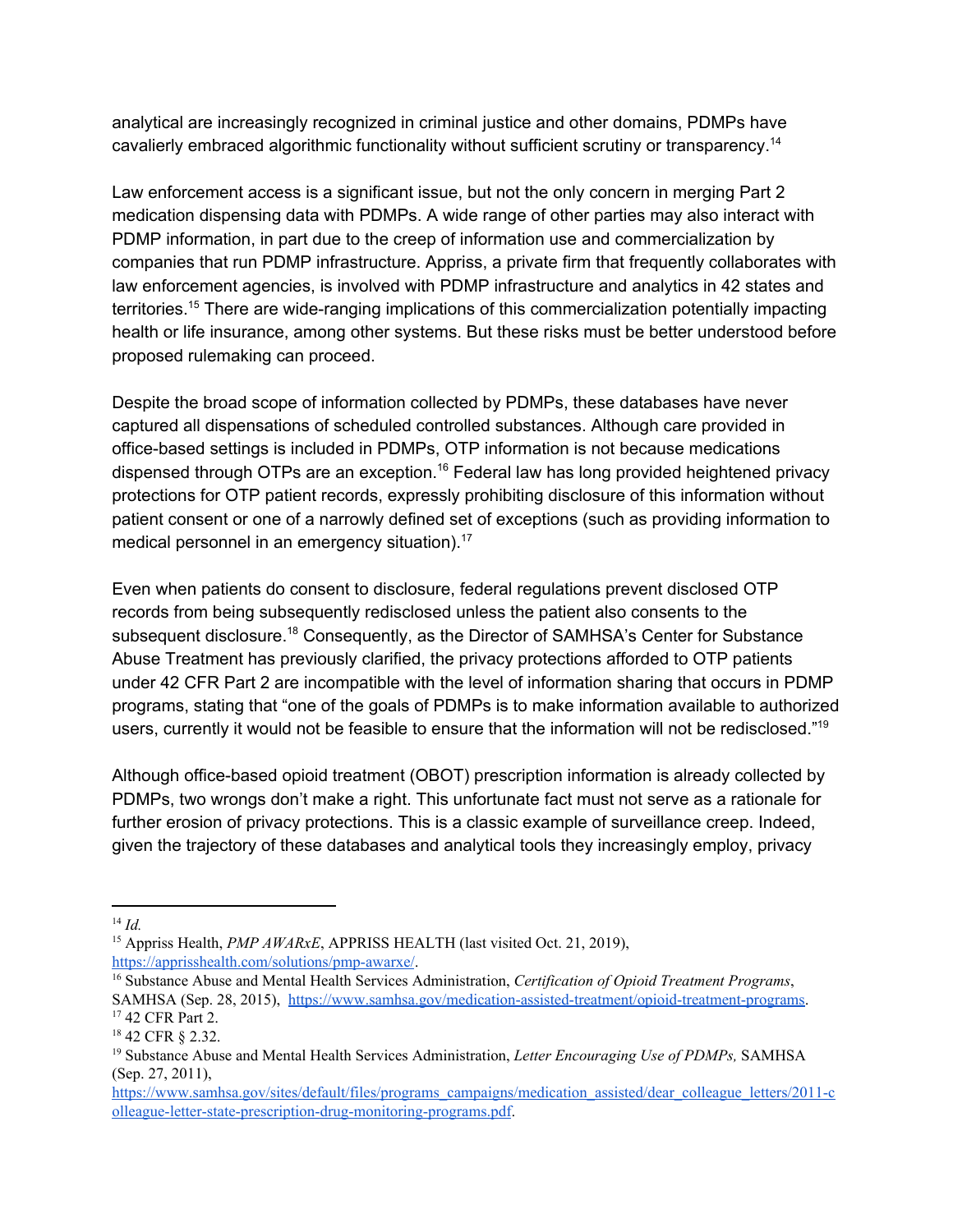analytical are increasingly recognized in criminal justice and other domains, PDMPs have cavalierly embraced algorithmic functionality without sufficient scrutiny or transparency.[14]

Law enforcement access is a significant issue, but not the only concern in merging Part 2 medication dispensing data with PDMPs. A wide range of other parties may also interact with PDMP information, in part due to the creep of information use and commercialization by companies that run PDMP infrastructure. Appriss, a private firm that frequently collaborates with law enforcement agencies, is involved with PDMP infrastructure and analytics in 42 states and territories.[15] There are wide-ranging implications of this commercialization potentially impacting health or life insurance, among other systems. But these risks must be better understood before proposed rulemaking can proceed.

Despite the broad scope of information collected by PDMPs, these databases have never captured all dispensations of scheduled controlled substances. Although care provided in office-based settings is included in PDMPs, OTP information is not because medications dispensed through OTPs are an exception.[16] Federal law has long provided heightened privacy protections for OTP patient records, expressly prohibiting disclosure of this information without patient consent or one of a narrowly defined set of exceptions (such as providing information to medical personnel in an emergency situation).[17]

Even when patients do consent to disclosure, federal regulations prevent disclosed OTP records from being subsequently redisclosed unless the patient also consents to the subsequent disclosure.[18] Consequently, as the Director of SAMHSA's Center for Substance Abuse Treatment has previously clarified, the privacy protections afforded to OTP patients under 42 CFR Part 2 are incompatible with the level of information sharing that occurs in PDMP programs, stating that "one of the goals of PDMPs is to make information available to authorized users, currently it would not be feasible to ensure that the information will not be redisclosed."[19]

Although office-based opioid treatment (OBOT) prescription information is already collected by PDMPs, two wrongs don't make a right. This unfortunate fact must not serve as a rationale for further erosion of privacy protections. This is a classic example of surveillance creep. Indeed, given the trajectory of these databases and analytical tools they increasingly employ, privacy

---

[14] *Id.*

[15] Appriss Health, *PMP AWARxE*, APPRISS HEALTH (last visited Oct. 21, 2019), https://apprisshealth.com/solutions/pmp-awarxe/.

[16] Substance Abuse and Mental Health Services Administration, *Certification of Opioid Treatment Programs*, SAMHSA (Sep. 28, 2015), https://www.samhsa.gov/medication-assisted-treatment/opioid-treatment-programs.

[17] 42 CFR Part 2.

[18] 42 CFR § 2.32.

[19] Substance Abuse and Mental Health Services Administration, *Letter Encouraging Use of PDMPs,* SAMHSA (Sep. 27, 2011), https://www.samhsa.gov/sites/default/files/programs_campaigns/medication_assisted/dear_colleague_letters/2011-colleague-letter-state-prescription-drug-monitoring-programs.pdf.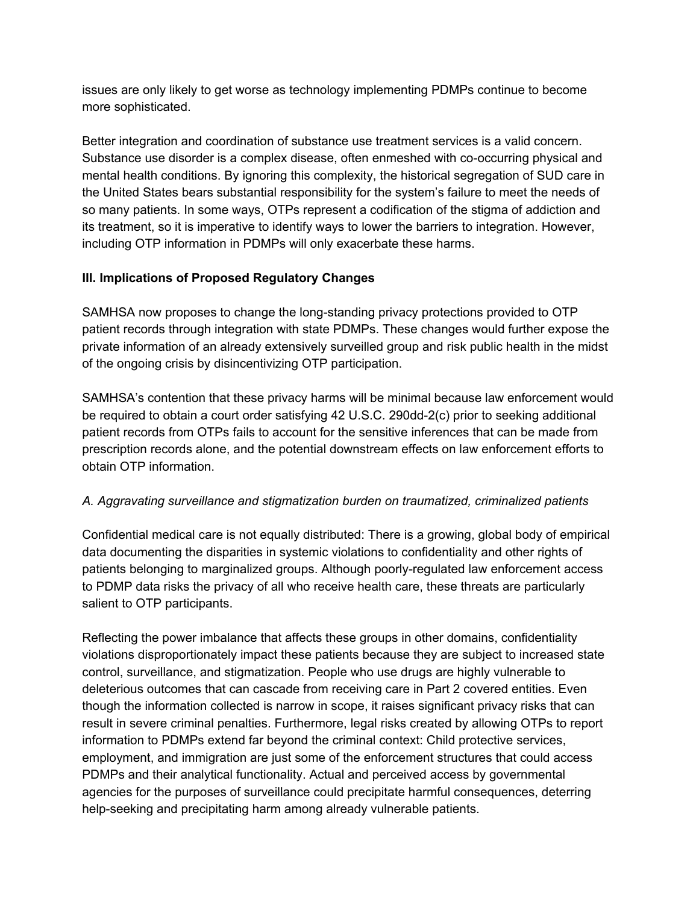issues are only likely to get worse as technology implementing PDMPs continue to become more sophisticated.

Better integration and coordination of substance use treatment services is a valid concern. Substance use disorder is a complex disease, often enmeshed with co-occurring physical and mental health conditions. By ignoring this complexity, the historical segregation of SUD care in the United States bears substantial responsibility for the system's failure to meet the needs of so many patients. In some ways, OTPs represent a codification of the stigma of addiction and its treatment, so it is imperative to identify ways to lower the barriers to integration. However, including OTP information in PDMPs will only exacerbate these harms.

### III. Implications of Proposed Regulatory Changes

SAMHSA now proposes to change the long-standing privacy protections provided to OTP patient records through integration with state PDMPs. These changes would further expose the private information of an already extensively surveilled group and risk public health in the midst of the ongoing crisis by disincentivizing OTP participation.

SAMHSA's contention that these privacy harms will be minimal because law enforcement would be required to obtain a court order satisfying 42 U.S.C. 290dd-2(c) prior to seeking additional patient records from OTPs fails to account for the sensitive inferences that can be made from prescription records alone, and the potential downstream effects on law enforcement efforts to obtain OTP information.

#### *A. Aggravating surveillance and stigmatization burden on traumatized, criminalized patients*

Confidential medical care is not equally distributed: There is a growing, global body of empirical data documenting the disparities in systemic violations to confidentiality and other rights of patients belonging to marginalized groups. Although poorly-regulated law enforcement access to PDMP data risks the privacy of all who receive health care, these threats are particularly salient to OTP participants.

Reflecting the power imbalance that affects these groups in other domains, confidentiality violations disproportionately impact these patients because they are subject to increased state control, surveillance, and stigmatization. People who use drugs are highly vulnerable to deleterious outcomes that can cascade from receiving care in Part 2 covered entities. Even though the information collected is narrow in scope, it raises significant privacy risks that can result in severe criminal penalties. Furthermore, legal risks created by allowing OTPs to report information to PDMPs extend far beyond the criminal context: Child protective services, employment, and immigration are just some of the enforcement structures that could access PDMPs and their analytical functionality. Actual and perceived access by governmental agencies for the purposes of surveillance could precipitate harmful consequences, deterring help-seeking and precipitating harm among already vulnerable patients.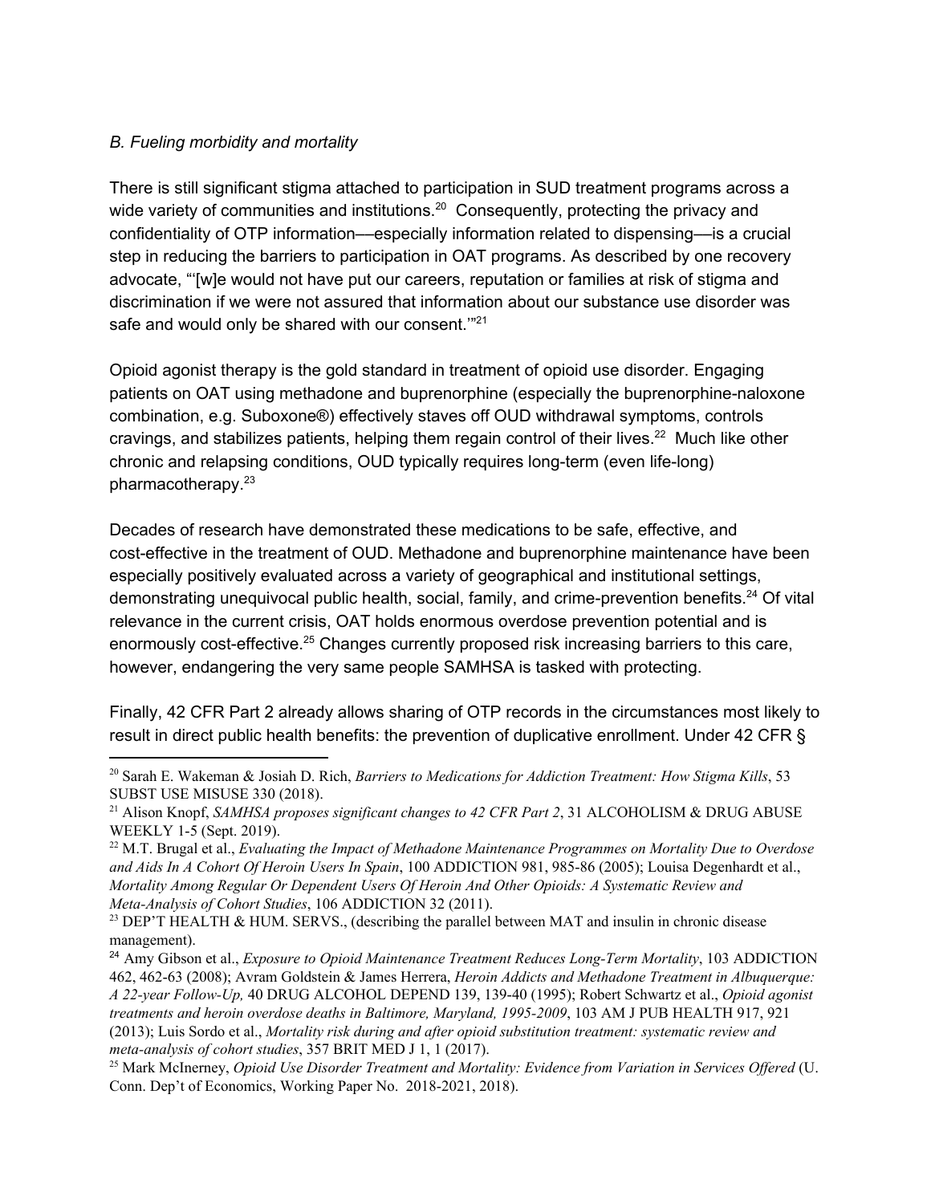### *B. Fueling morbidity and mortality*

There is still significant stigma attached to participation in SUD treatment programs across a wide variety of communities and institutions.[20] Consequently, protecting the privacy and confidentiality of OTP information––especially information related to dispensing––is a crucial step in reducing the barriers to participation in OAT programs. As described by one recovery advocate, "'[w]e would not have put our careers, reputation or families at risk of stigma and discrimination if we were not assured that information about our substance use disorder was safe and would only be shared with our consent.'"[21]

Opioid agonist therapy is the gold standard in treatment of opioid use disorder. Engaging patients on OAT using methadone and buprenorphine (especially the buprenorphine-naloxone combination, e.g. Suboxone®) effectively staves off OUD withdrawal symptoms, controls cravings, and stabilizes patients, helping them regain control of their lives.[22] Much like other chronic and relapsing conditions, OUD typically requires long-term (even life-long) pharmacotherapy.[23]

Decades of research have demonstrated these medications to be safe, effective, and cost-effective in the treatment of OUD. Methadone and buprenorphine maintenance have been especially positively evaluated across a variety of geographical and institutional settings, demonstrating unequivocal public health, social, family, and crime-prevention benefits.[24] Of vital relevance in the current crisis, OAT holds enormous overdose prevention potential and is enormously cost-effective.[25] Changes currently proposed risk increasing barriers to this care, however, endangering the very same people SAMHSA is tasked with protecting.

Finally, 42 CFR Part 2 already allows sharing of OTP records in the circumstances most likely to result in direct public health benefits: the prevention of duplicative enrollment. Under 42 CFR §

---

[20] Sarah E. Wakeman & Josiah D. Rich, *Barriers to Medications for Addiction Treatment: How Stigma Kills*, 53 SUBST USE MISUSE 330 (2018).

[21] Alison Knopf, *SAMHSA proposes significant changes to 42 CFR Part 2*, 31 ALCOHOLISM & DRUG ABUSE WEEKLY 1-5 (Sept. 2019).

[22] M.T. Brugal et al., *Evaluating the Impact of Methadone Maintenance Programmes on Mortality Due to Overdose and Aids In A Cohort Of Heroin Users In Spain*, 100 ADDICTION 981, 985-86 (2005); Louisa Degenhardt et al., *Mortality Among Regular Or Dependent Users Of Heroin And Other Opioids: A Systematic Review and Meta-Analysis of Cohort Studies*, 106 ADDICTION 32 (2011).

[23] DEP'T HEALTH & HUM. SERVS., (describing the parallel between MAT and insulin in chronic disease management).

[24] Amy Gibson et al., *Exposure to Opioid Maintenance Treatment Reduces Long-Term Mortality*, 103 ADDICTION 462, 462-63 (2008); Avram Goldstein & James Herrera, *Heroin Addicts and Methadone Treatment in Albuquerque: A 22-year Follow-Up,* 40 DRUG ALCOHOL DEPEND 139, 139-40 (1995); Robert Schwartz et al., *Opioid agonist treatments and heroin overdose deaths in Baltimore, Maryland, 1995-2009*, 103 AM J PUB HEALTH 917, 921 (2013); Luis Sordo et al., *Mortality risk during and after opioid substitution treatment: systematic review and meta-analysis of cohort studies*, 357 BRIT MED J 1, 1 (2017).

[25] Mark McInerney, *Opioid Use Disorder Treatment and Mortality: Evidence from Variation in Services Offered* (U. Conn. Dep't of Economics, Working Paper No. 2018-2021, 2018).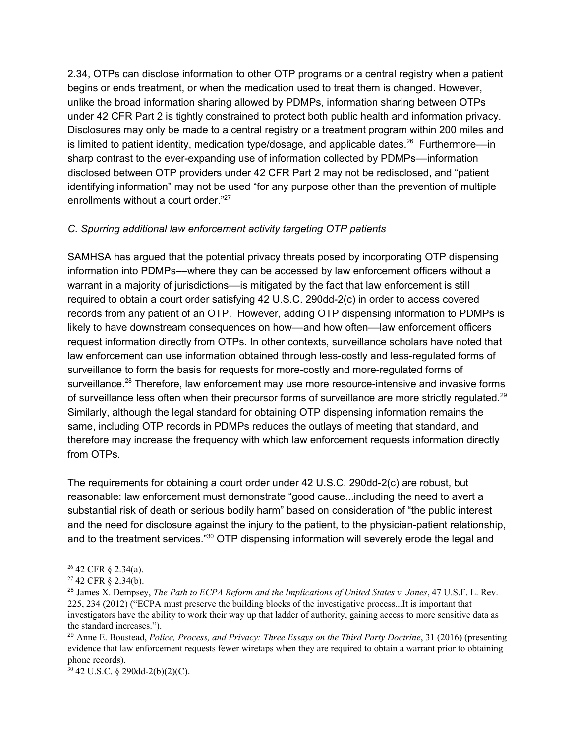2.34, OTPs can disclose information to other OTP programs or a central registry when a patient begins or ends treatment, or when the medication used to treat them is changed. However, unlike the broad information sharing allowed by PDMPs, information sharing between OTPs under 42 CFR Part 2 is tightly constrained to protect both public health and information privacy. Disclosures may only be made to a central registry or a treatment program within 200 miles and is limited to patient identity, medication type/dosage, and applicable dates.[26] Furthermore—in sharp contrast to the ever-expanding use of information collected by PDMPs—information disclosed between OTP providers under 42 CFR Part 2 may not be redisclosed, and "patient identifying information" may not be used "for any purpose other than the prevention of multiple enrollments without a court order."[27]

*C. Spurring additional law enforcement activity targeting OTP patients*

SAMHSA has argued that the potential privacy threats posed by incorporating OTP dispensing information into PDMPs—where they can be accessed by law enforcement officers without a warrant in a majority of jurisdictions—is mitigated by the fact that law enforcement is still required to obtain a court order satisfying 42 U.S.C. 290dd-2(c) in order to access covered records from any patient of an OTP. However, adding OTP dispensing information to PDMPs is likely to have downstream consequences on how—and how often—law enforcement officers request information directly from OTPs. In other contexts, surveillance scholars have noted that law enforcement can use information obtained through less-costly and less-regulated forms of surveillance to form the basis for requests for more-costly and more-regulated forms of surveillance.[28] Therefore, law enforcement may use more resource-intensive and invasive forms of surveillance less often when their precursor forms of surveillance are more strictly regulated.[29] Similarly, although the legal standard for obtaining OTP dispensing information remains the same, including OTP records in PDMPs reduces the outlays of meeting that standard, and therefore may increase the frequency with which law enforcement requests information directly from OTPs.

The requirements for obtaining a court order under 42 U.S.C. 290dd-2(c) are robust, but reasonable: law enforcement must demonstrate "good cause...including the need to avert a substantial risk of death or serious bodily harm" based on consideration of "the public interest and the need for disclosure against the injury to the patient, to the physician-patient relationship, and to the treatment services."[30] OTP dispensing information will severely erode the legal and

---

[26] 42 CFR § 2.34(a).

[27] 42 CFR § 2.34(b).

[28] James X. Dempsey, *The Path to ECPA Reform and the Implications of United States v. Jones*, 47 U.S.F. L. Rev. 225, 234 (2012) ("ECPA must preserve the building blocks of the investigative process...It is important that investigators have the ability to work their way up that ladder of authority, gaining access to more sensitive data as the standard increases.").

[29] Anne E. Boustead, *Police, Process, and Privacy: Three Essays on the Third Party Doctrine*, 31 (2016) (presenting evidence that law enforcement requests fewer wiretaps when they are required to obtain a warrant prior to obtaining phone records).

[30] 42 U.S.C. § 290dd-2(b)(2)(C).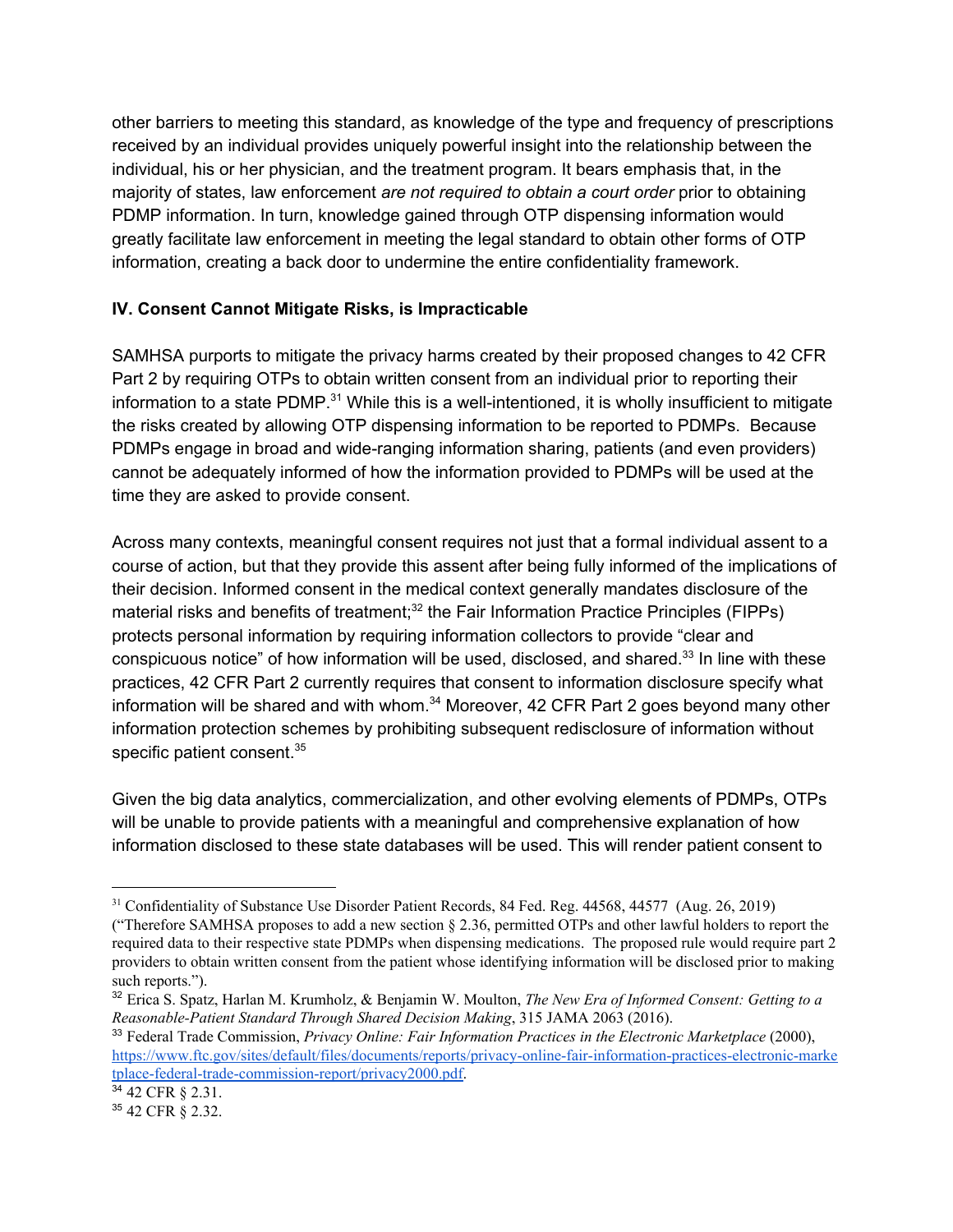other barriers to meeting this standard, as knowledge of the type and frequency of prescriptions received by an individual provides uniquely powerful insight into the relationship between the individual, his or her physician, and the treatment program. It bears emphasis that, in the majority of states, law enforcement *are not required to obtain a court order* prior to obtaining PDMP information. In turn, knowledge gained through OTP dispensing information would greatly facilitate law enforcement in meeting the legal standard to obtain other forms of OTP information, creating a back door to undermine the entire confidentiality framework.

## IV. Consent Cannot Mitigate Risks, is Impracticable

SAMHSA purports to mitigate the privacy harms created by their proposed changes to 42 CFR Part 2 by requiring OTPs to obtain written consent from an individual prior to reporting their information to a state PDMP.[31] While this is a well-intentioned, it is wholly insufficient to mitigate the risks created by allowing OTP dispensing information to be reported to PDMPs. Because PDMPs engage in broad and wide-ranging information sharing, patients (and even providers) cannot be adequately informed of how the information provided to PDMPs will be used at the time they are asked to provide consent.

Across many contexts, meaningful consent requires not just that a formal individual assent to a course of action, but that they provide this assent after being fully informed of the implications of their decision. Informed consent in the medical context generally mandates disclosure of the material risks and benefits of treatment;[32] the Fair Information Practice Principles (FIPPs) protects personal information by requiring information collectors to provide "clear and conspicuous notice" of how information will be used, disclosed, and shared.[33] In line with these practices, 42 CFR Part 2 currently requires that consent to information disclosure specify what information will be shared and with whom.[34] Moreover, 42 CFR Part 2 goes beyond many other information protection schemes by prohibiting subsequent redisclosure of information without specific patient consent.[35]

Given the big data analytics, commercialization, and other evolving elements of PDMPs, OTPs will be unable to provide patients with a meaningful and comprehensive explanation of how information disclosed to these state databases will be used. This will render patient consent to

---

[31] Confidentiality of Substance Use Disorder Patient Records, 84 Fed. Reg. 44568, 44577 (Aug. 26, 2019) ("Therefore SAMHSA proposes to add a new section § 2.36, permitted OTPs and other lawful holders to report the required data to their respective state PDMPs when dispensing medications. The proposed rule would require part 2 providers to obtain written consent from the patient whose identifying information will be disclosed prior to making such reports.").

[32] Erica S. Spatz, Harlan M. Krumholz, & Benjamin W. Moulton, *The New Era of Informed Consent: Getting to a Reasonable-Patient Standard Through Shared Decision Making*, 315 JAMA 2063 (2016).

[33] Federal Trade Commission, *Privacy Online: Fair Information Practices in the Electronic Marketplace* (2000), https://www.ftc.gov/sites/default/files/documents/reports/privacy-online-fair-information-practices-electronic-marketplace-federal-trade-commission-report/privacy2000.pdf.

[34] 42 CFR § 2.31.

[35] 42 CFR § 2.32.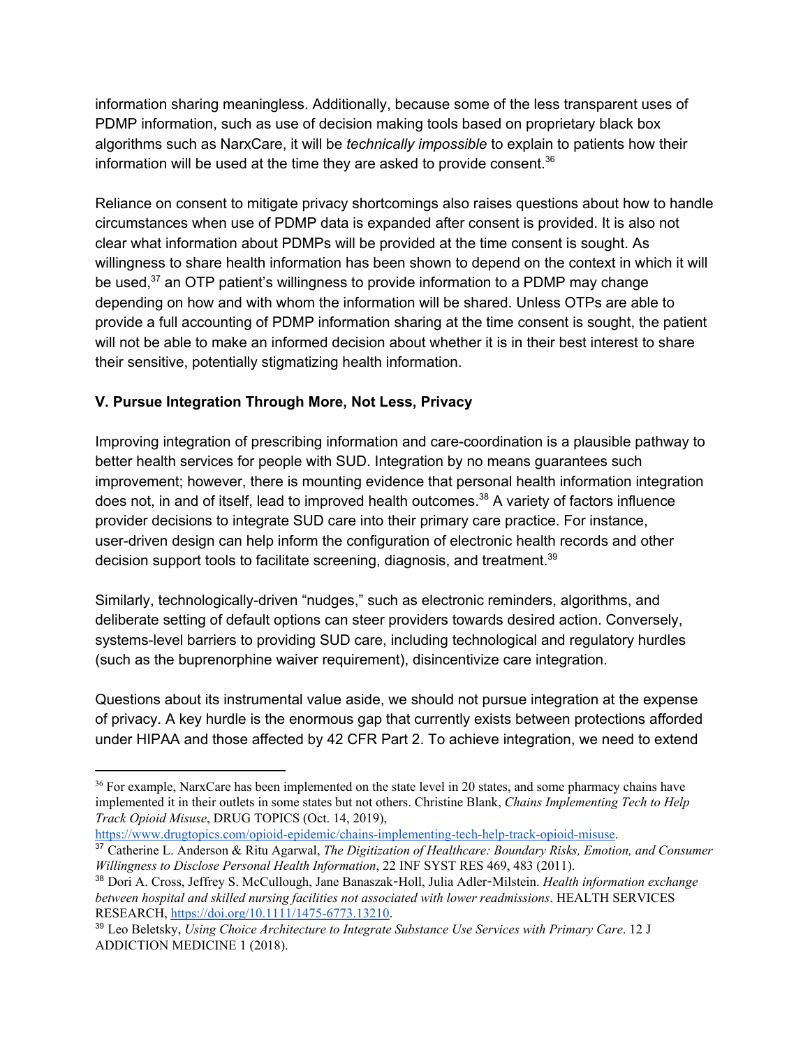information sharing meaningless. Additionally, because some of the less transparent uses of PDMP information, such as use of decision making tools based on proprietary black box algorithms such as NarxCare, it will be *technically impossible* to explain to patients how their information will be used at the time they are asked to provide consent.[36]

Reliance on consent to mitigate privacy shortcomings also raises questions about how to handle circumstances when use of PDMP data is expanded after consent is provided. It is also not clear what information about PDMPs will be provided at the time consent is sought. As willingness to share health information has been shown to depend on the context in which it will be used,[37] an OTP patient's willingness to provide information to a PDMP may change depending on how and with whom the information will be shared. Unless OTPs are able to provide a full accounting of PDMP information sharing at the time consent is sought, the patient will not be able to make an informed decision about whether it is in their best interest to share their sensitive, potentially stigmatizing health information.

## V. Pursue Integration Through More, Not Less, Privacy

Improving integration of prescribing information and care-coordination is a plausible pathway to better health services for people with SUD. Integration by no means guarantees such improvement; however, there is mounting evidence that personal health information integration does not, in and of itself, lead to improved health outcomes.[38] A variety of factors influence provider decisions to integrate SUD care into their primary care practice. For instance, user-driven design can help inform the configuration of electronic health records and other decision support tools to facilitate screening, diagnosis, and treatment.[39]

Similarly, technologically-driven "nudges," such as electronic reminders, algorithms, and deliberate setting of default options can steer providers towards desired action. Conversely, systems-level barriers to providing SUD care, including technological and regulatory hurdles (such as the buprenorphine waiver requirement), disincentivize care integration.

Questions about its instrumental value aside, we should not pursue integration at the expense of privacy. A key hurdle is the enormous gap that currently exists between protections afforded under HIPAA and those affected by 42 CFR Part 2. To achieve integration, we need to extend

---

[36] For example, NarxCare has been implemented on the state level in 20 states, and some pharmacy chains have implemented it in their outlets in some states but not others. Christine Blank, *Chains Implementing Tech to Help Track Opioid Misuse*, DRUG TOPICS (Oct. 14, 2019), https://www.drugtopics.com/opioid-epidemic/chains-implementing-tech-help-track-opioid-misuse.

[37] Catherine L. Anderson & Ritu Agarwal, *The Digitization of Healthcare: Boundary Risks, Emotion, and Consumer Willingness to Disclose Personal Health Information*, 22 INF SYST RES 469, 483 (2011).

[38] Dori A. Cross, Jeffrey S. McCullough, Jane Banaszak-Holl, Julia Adler-Milstein. *Health information exchange between hospital and skilled nursing facilities not associated with lower readmissions*. HEALTH SERVICES RESEARCH, https://doi.org/10.1111/1475-6773.13210.

[39] Leo Beletsky, *Using Choice Architecture to Integrate Substance Use Services with Primary Care*. 12 J ADDICTION MEDICINE 1 (2018).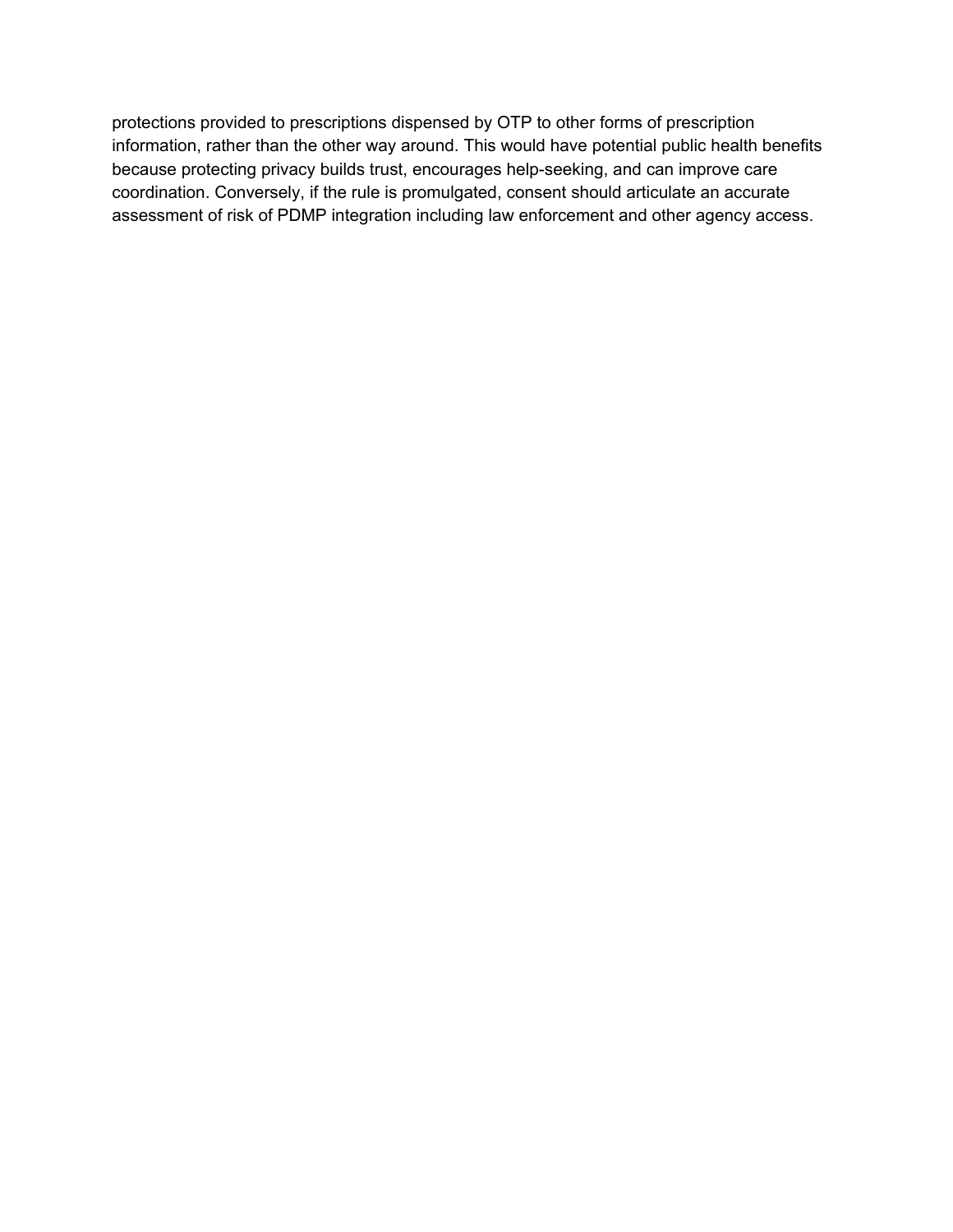protections provided to prescriptions dispensed by OTP to other forms of prescription information, rather than the other way around. This would have potential public health benefits because protecting privacy builds trust, encourages help-seeking, and can improve care coordination. Conversely, if the rule is promulgated, consent should articulate an accurate assessment of risk of PDMP integration including law enforcement and other agency access.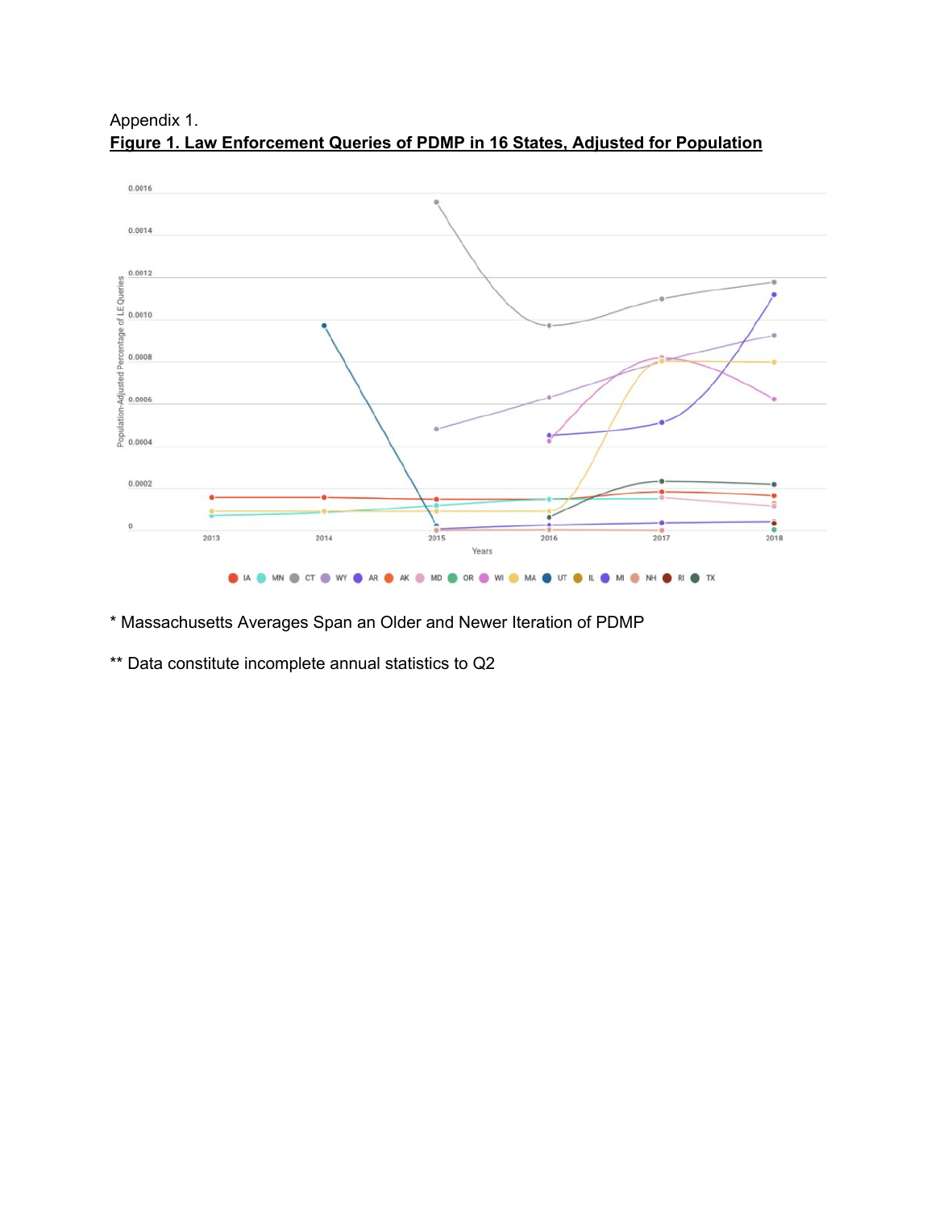Appendix 1.

**Figure 1. Law Enforcement Queries of PDMP in 16 States, Adjusted for Population**

0.0016
0.0014
0.0012
0.0010
0.0008
0.0006
0.0004
0.0002
0

Population-Adjusted Percentage of LE Queries

2013
2014
2015
2016
2017
2018

Years

IA MN CT WY AR AK MD OR WI MA UT IL MI NH RI TX

\* Massachusetts Averages Span an Older and Newer Iteration of PDMP

\*\* Data constitute incomplete annual statistics to Q2